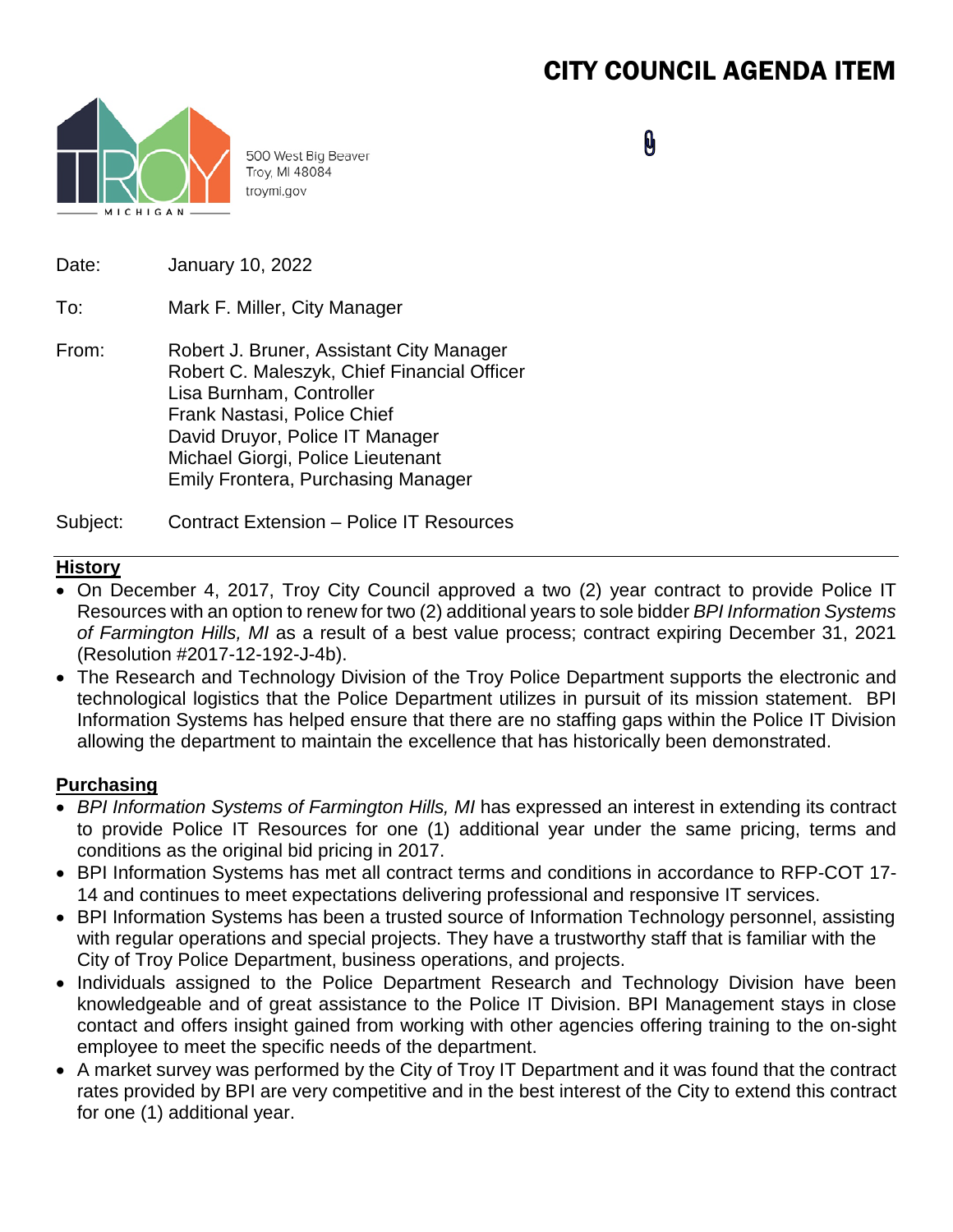# CITY COUNCIL AGENDA ITEM

500 West Big Beaver
Troy, MI 48084
troymi.gov

Date: January 10, 2022

To: Mark F. Miller, City Manager

From: Robert J. Bruner, Assistant City Manager
Robert C. Maleszyk, Chief Financial Officer
Lisa Burnham, Controller
Frank Nastasi, Police Chief
David Druyor, Police IT Manager
Michael Giorgi, Police Lieutenant
Emily Frontera, Purchasing Manager

Subject: Contract Extension – Police IT Resources

## History

- On December 4, 2017, Troy City Council approved a two (2) year contract to provide Police IT Resources with an option to renew for two (2) additional years to sole bidder *BPI Information Systems of Farmington Hills, MI* as a result of a best value process; contract expiring December 31, 2021 (Resolution #2017-12-192-J-4b).
- The Research and Technology Division of the Troy Police Department supports the electronic and technological logistics that the Police Department utilizes in pursuit of its mission statement. BPI Information Systems has helped ensure that there are no staffing gaps within the Police IT Division allowing the department to maintain the excellence that has historically been demonstrated.

## Purchasing

- *BPI Information Systems of Farmington Hills, MI* has expressed an interest in extending its contract to provide Police IT Resources for one (1) additional year under the same pricing, terms and conditions as the original bid pricing in 2017.
- BPI Information Systems has met all contract terms and conditions in accordance to RFP-COT 17-14 and continues to meet expectations delivering professional and responsive IT services.
- BPI Information Systems has been a trusted source of Information Technology personnel, assisting with regular operations and special projects. They have a trustworthy staff that is familiar with the City of Troy Police Department, business operations, and projects.
- Individuals assigned to the Police Department Research and Technology Division have been knowledgeable and of great assistance to the Police IT Division. BPI Management stays in close contact and offers insight gained from working with other agencies offering training to the on-sight employee to meet the specific needs of the department.
- A market survey was performed by the City of Troy IT Department and it was found that the contract rates provided by BPI are very competitive and in the best interest of the City to extend this contract for one (1) additional year.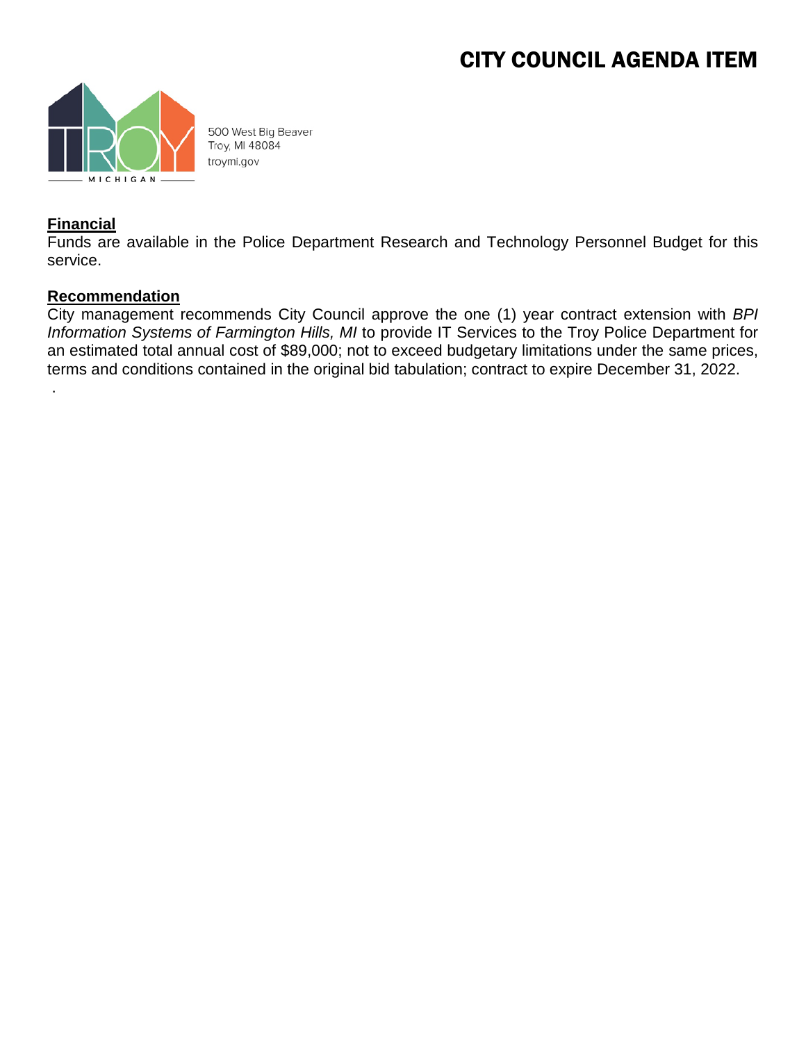# CITY COUNCIL AGENDA ITEM

500 West Big Beaver
Troy, MI 48084
troymi.gov

**Financial**

Funds are available in the Police Department Research and Technology Personnel Budget for this service.

**Recommendation**

City management recommends City Council approve the one (1) year contract extension with *BPI Information Systems of Farmington Hills, MI* to provide IT Services to the Troy Police Department for an estimated total annual cost of $89,000; not to exceed budgetary limitations under the same prices, terms and conditions contained in the original bid tabulation; contract to expire December 31, 2022.